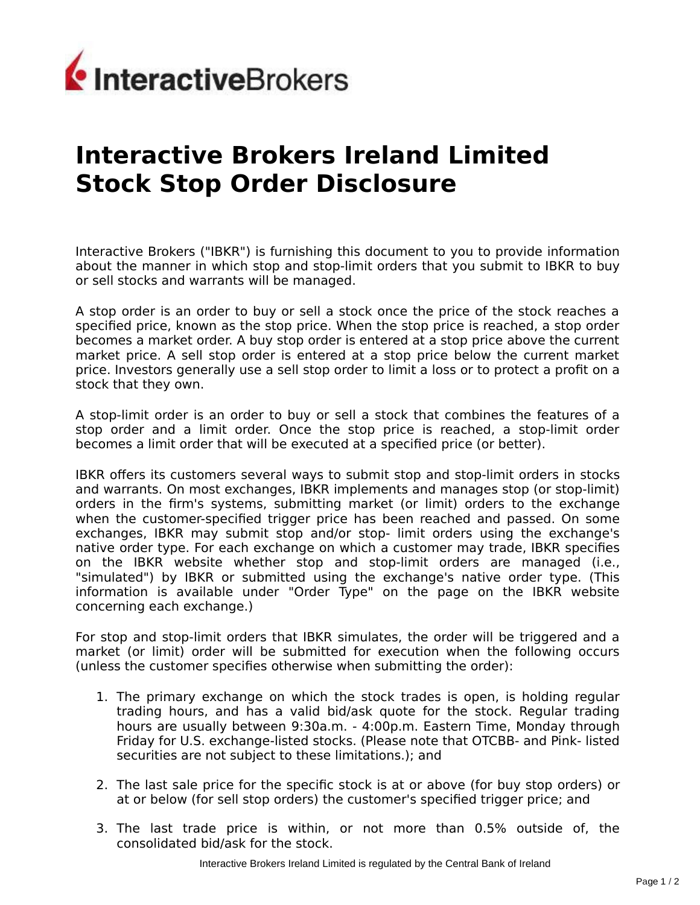# Interactive Brokers Ireland Limited Stock Stop Order Disclosure

Interactive Brokers ("IBKR") is furnishing this document to you to provide information about the manner in which stop and stop-limit orders that you submit to IBKR to buy or sell stocks and warrants will be managed.

A stop order is an order to buy or sell a stock once the price of the stock reaches a specified price, known as the stop price. When the stop price is reached, a stop order becomes a market order. A buy stop order is entered at a stop price above the current market price. A sell stop order is entered at a stop price below the current market price. Investors generally use a sell stop order to limit a loss or to protect a profit on a stock that they own.

A stop-limit order is an order to buy or sell a stock that combines the features of a stop order and a limit order. Once the stop price is reached, a stop-limit order becomes a limit order that will be executed at a specified price (or better).

IBKR offers its customers several ways to submit stop and stop-limit orders in stocks and warrants. On most exchanges, IBKR implements and manages stop (or stop-limit) orders in the firm's systems, submitting market (or limit) orders to the exchange when the customer-specified trigger price has been reached and passed. On some exchanges, IBKR may submit stop and/or stop- limit orders using the exchange's native order type. For each exchange on which a customer may trade, IBKR specifies on the IBKR website whether stop and stop-limit orders are managed (i.e., "simulated") by IBKR or submitted using the exchange's native order type. (This information is available under "Order Type" on the page on the IBKR website concerning each exchange.)

For stop and stop-limit orders that IBKR simulates, the order will be triggered and a market (or limit) order will be submitted for execution when the following occurs (unless the customer specifies otherwise when submitting the order):

1. The primary exchange on which the stock trades is open, is holding regular trading hours, and has a valid bid/ask quote for the stock. Regular trading hours are usually between 9:30a.m. - 4:00p.m. Eastern Time, Monday through Friday for U.S. exchange-listed stocks. (Please note that OTCBB- and Pink- listed securities are not subject to these limitations.); and

2. The last sale price for the specific stock is at or above (for buy stop orders) or at or below (for sell stop orders) the customer's specified trigger price; and

3. The last trade price is within, or not more than 0.5% outside of, the consolidated bid/ask for the stock.

Interactive Brokers Ireland Limited is regulated by the Central Bank of Ireland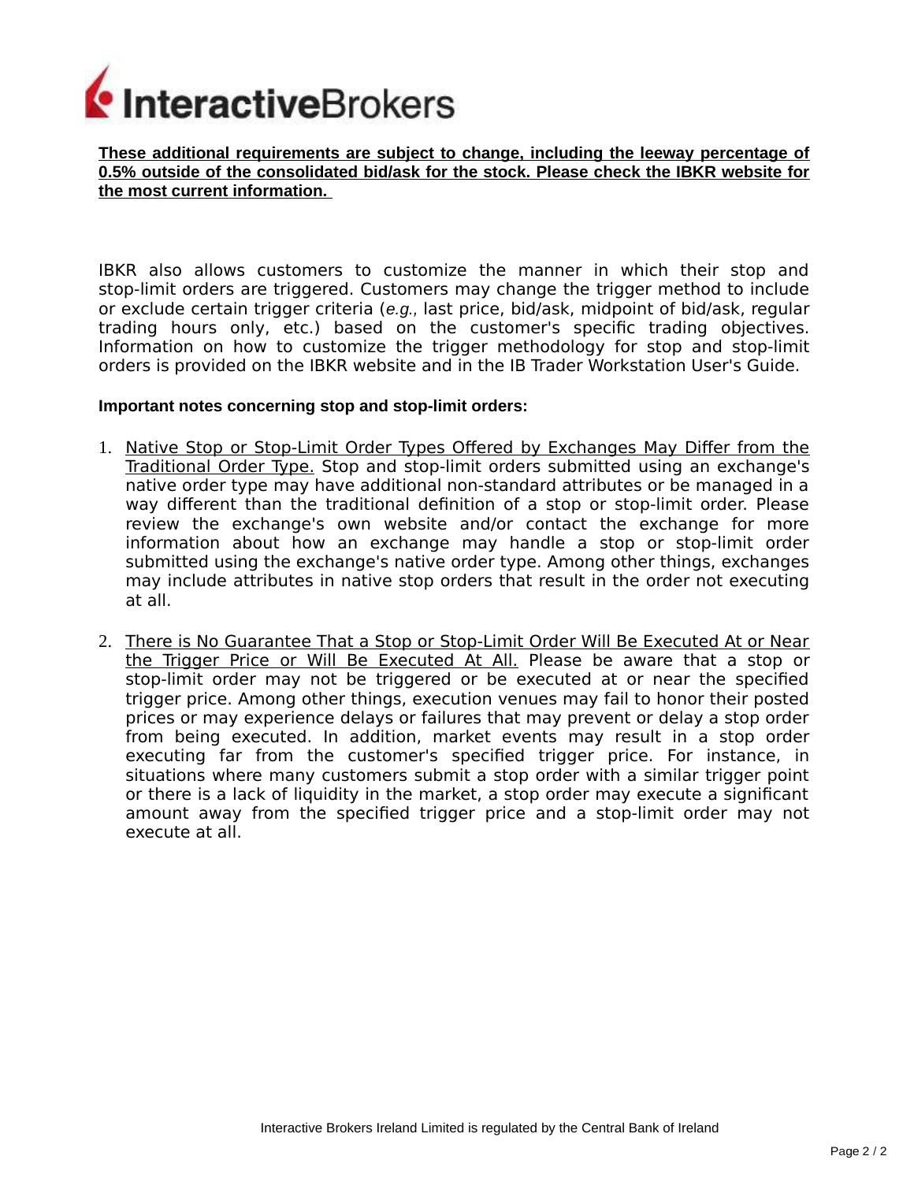**These additional requirements are subject to change, including the leeway percentage of 0.5% outside of the consolidated bid/ask for the stock. Please check the IBKR website for the most current information.**

IBKR also allows customers to customize the manner in which their stop and stop-limit orders are triggered. Customers may change the trigger method to include or exclude certain trigger criteria (*e.g.,* last price, bid/ask, midpoint of bid/ask, regular trading hours only, etc.) based on the customer's specific trading objectives. Information on how to customize the trigger methodology for stop and stop-limit orders is provided on the IBKR website and in the IB Trader Workstation User's Guide.

**Important notes concerning stop and stop-limit orders:**

1. Native Stop or Stop-Limit Order Types Offered by Exchanges May Differ from the Traditional Order Type. Stop and stop-limit orders submitted using an exchange's native order type may have additional non-standard attributes or be managed in a way different than the traditional definition of a stop or stop-limit order. Please review the exchange's own website and/or contact the exchange for more information about how an exchange may handle a stop or stop-limit order submitted using the exchange's native order type. Among other things, exchanges may include attributes in native stop orders that result in the order not executing at all.

2. There is No Guarantee That a Stop or Stop-Limit Order Will Be Executed At or Near the Trigger Price or Will Be Executed At All. Please be aware that a stop or stop-limit order may not be triggered or be executed at or near the specified trigger price. Among other things, execution venues may fail to honor their posted prices or may experience delays or failures that may prevent or delay a stop order from being executed. In addition, market events may result in a stop order executing far from the customer's specified trigger price. For instance, in situations where many customers submit a stop order with a similar trigger point or there is a lack of liquidity in the market, a stop order may execute a significant amount away from the specified trigger price and a stop-limit order may not execute at all.